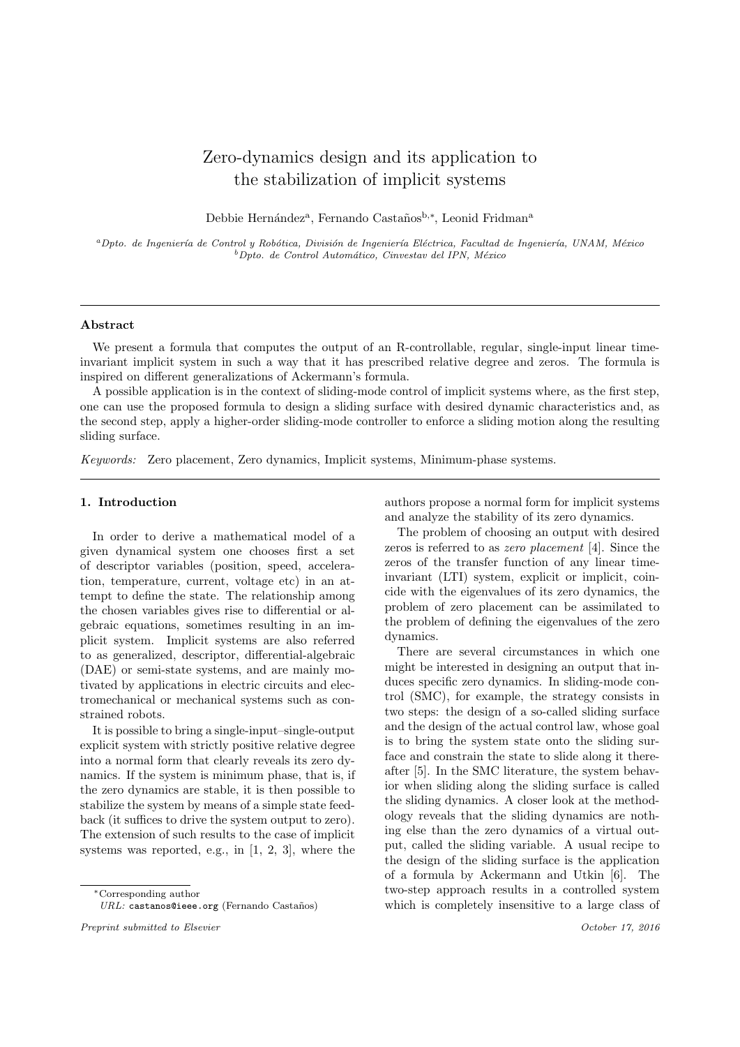# Zero-dynamics design and its application to the stabilization of implicit systems

Debbie Hernández[a], Fernando Castaños[b,*], Leonid Fridman[a]

[a]*Dpto. de Ingeniería de Control y Robótica, División de Ingeniería Eléctrica, Facultad de Ingeniería, UNAM, México*
[b]*Dpto. de Control Automático, Cinvestav del IPN, México*

## Abstract

We present a formula that computes the output of an R-controllable, regular, single-input linear time-invariant implicit system in such a way that it has prescribed relative degree and zeros. The formula is inspired on different generalizations of Ackermann's formula.

A possible application is in the context of sliding-mode control of implicit systems where, as the first step, one can use the proposed formula to design a sliding surface with desired dynamic characteristics and, as the second step, apply a higher-order sliding-mode controller to enforce a sliding motion along the resulting sliding surface.

*Keywords:* Zero placement, Zero dynamics, Implicit systems, Minimum-phase systems.

## 1. Introduction

In order to derive a mathematical model of a given dynamical system one chooses first a set of descriptor variables (position, speed, acceleration, temperature, current, voltage etc) in an attempt to define the state. The relationship among the chosen variables gives rise to differential or algebraic equations, sometimes resulting in an implicit system. Implicit systems are also referred to as generalized, descriptor, differential-algebraic (DAE) or semi-state systems, and are mainly motivated by applications in electric circuits and electromechanical or mechanical systems such as constrained robots.

It is possible to bring a single-input–single-output explicit system with strictly positive relative degree into a normal form that clearly reveals its zero dynamics. If the system is minimum phase, that is, if the zero dynamics are stable, it is then possible to stabilize the system by means of a simple state feedback (it suffices to drive the system output to zero). The extension of such results to the case of implicit systems was reported, e.g., in [1, 2, 3], where the authors propose a normal form for implicit systems and analyze the stability of its zero dynamics.

The problem of choosing an output with desired zeros is referred to as *zero placement* [4]. Since the zeros of the transfer function of any linear time-invariant (LTI) system, explicit or implicit, coincide with the eigenvalues of its zero dynamics, the problem of zero placement can be assimilated to the problem of defining the eigenvalues of the zero dynamics.

There are several circumstances in which one might be interested in designing an output that induces specific zero dynamics. In sliding-mode control (SMC), for example, the strategy consists in two steps: the design of a so-called sliding surface and the design of the actual control law, whose goal is to bring the system state onto the sliding surface and constrain the state to slide along it thereafter [5]. In the SMC literature, the system behavior when sliding along the sliding surface is called the sliding dynamics. A closer look at the methodology reveals that the sliding dynamics are nothing else than the zero dynamics of a virtual output, called the sliding variable. A usual recipe to the design of the sliding surface is the application of a formula by Ackermann and Utkin [6]. The two-step approach results in a controlled system which is completely insensitive to a large class of

*Corresponding author
*URL:* castanos@ieee.org (Fernando Castaños)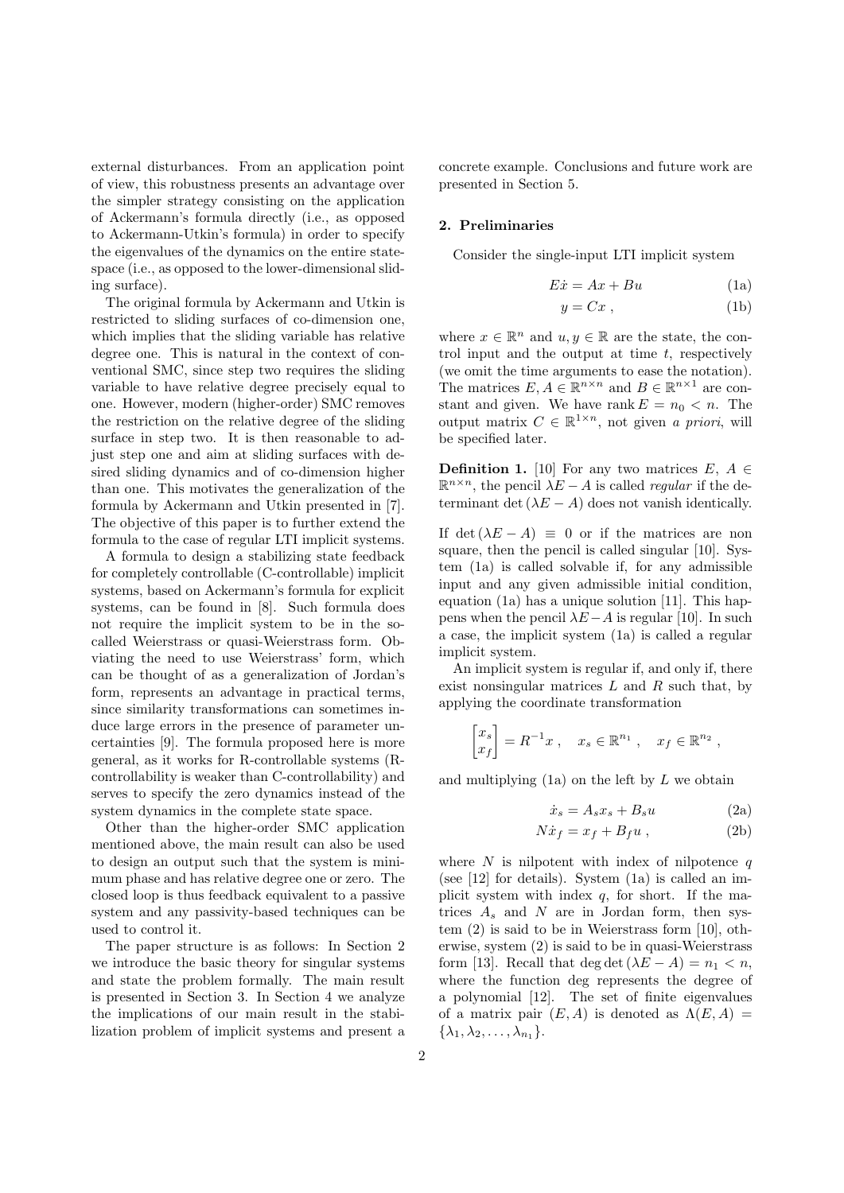external disturbances. From an application point of view, this robustness presents an advantage over the simpler strategy consisting on the application of Ackermann's formula directly (i.e., as opposed to Ackermann-Utkin's formula) in order to specify the eigenvalues of the dynamics on the entire state-space (i.e., as opposed to the lower-dimensional sliding surface).

The original formula by Ackermann and Utkin is restricted to sliding surfaces of co-dimension one, which implies that the sliding variable has relative degree one. This is natural in the context of conventional SMC, since step two requires the sliding variable to have relative degree precisely equal to one. However, modern (higher-order) SMC removes the restriction on the relative degree of the sliding surface in step two. It is then reasonable to adjust step one and aim at sliding surfaces with desired sliding dynamics and of co-dimension higher than one. This motivates the generalization of the formula by Ackermann and Utkin presented in [7]. The objective of this paper is to further extend the formula to the case of regular LTI implicit systems.

A formula to design a stabilizing state feedback for completely controllable (C-controllable) implicit systems, based on Ackermann's formula for explicit systems, can be found in [8]. Such formula does not require the implicit system to be in the so-called Weierstrass or quasi-Weierstrass form. Obviating the need to use Weierstrass' form, which can be thought of as a generalization of Jordan's form, represents an advantage in practical terms, since similarity transformations can sometimes induce large errors in the presence of parameter uncertainties [9]. The formula proposed here is more general, as it works for R-controllable systems (R-controllability is weaker than C-controllability) and serves to specify the zero dynamics instead of the system dynamics in the complete state space.

Other than the higher-order SMC application mentioned above, the main result can also be used to design an output such that the system is minimum phase and has relative degree one or zero. The closed loop is thus feedback equivalent to a passive system and any passivity-based techniques can be used to control it.

The paper structure is as follows: In Section 2 we introduce the basic theory for singular systems and state the problem formally. The main result is presented in Section 3. In Section 4 we analyze the implications of our main result in the stabilization problem of implicit systems and present a concrete example. Conclusions and future work are presented in Section 5.

## 2. Preliminaries

Consider the single-input LTI implicit system

$$E\dot{x} = Ax + Bu \tag{1a}$$

$$y = Cx \; , \tag{1b}$$

where $x \in \mathbb{R}^n$ and $u, y \in \mathbb{R}$ are the state, the control input and the output at time $t$, respectively (we omit the time arguments to ease the notation). The matrices $E, A \in \mathbb{R}^{n\times n}$ and $B \in \mathbb{R}^{n\times 1}$ are constant and given. We have $\operatorname{rank} E = n_0 < n$. The output matrix $C \in \mathbb{R}^{1\times n}$, not given *a priori*, will be specified later.

**Definition 1.** [10] For any two matrices $E,\ A \in \mathbb{R}^{n\times n}$, the pencil $\lambda E - A$ is called *regular* if the determinant $\det(\lambda E - A)$ does not vanish identically.

If $\det(\lambda E - A) \equiv 0$ or if the matrices are non square, then the pencil is called singular [10]. System (1a) is called solvable if, for any admissible input and any given admissible initial condition, equation (1a) has a unique solution [11]. This happens when the pencil $\lambda E - A$ is regular [10]. In such a case, the implicit system (1a) is called a regular implicit system.

An implicit system is regular if, and only if, there exist nonsingular matrices $L$ and $R$ such that, by applying the coordinate transformation

$$\begin{bmatrix} x_s \\ x_f \end{bmatrix} = R^{-1}x \; , \quad x_s \in \mathbb{R}^{n_1} \; , \quad x_f \in \mathbb{R}^{n_2} \; ,$$

and multiplying (1a) on the left by $L$ we obtain

$$\dot{x}_s = A_s x_s + B_s u \tag{2a}$$

$$N\dot{x}_f = x_f + B_f u \; , \tag{2b}$$

where $N$ is nilpotent with index of nilpotence $q$ (see [12] for details). System (1a) is called an implicit system with index $q$, for short. If the matrices $A_s$ and $N$ are in Jordan form, then system (2) is said to be in Weierstrass form [10], otherwise, system (2) is said to be in quasi-Weierstrass form [13]. Recall that $\deg\det(\lambda E - A) = n_1 < n$, where the function deg represents the degree of a polynomial [12]. The set of finite eigenvalues of a matrix pair $(E, A)$ is denoted as $\Lambda(E, A) = \{\lambda_1, \lambda_2, \ldots, \lambda_{n_1}\}$.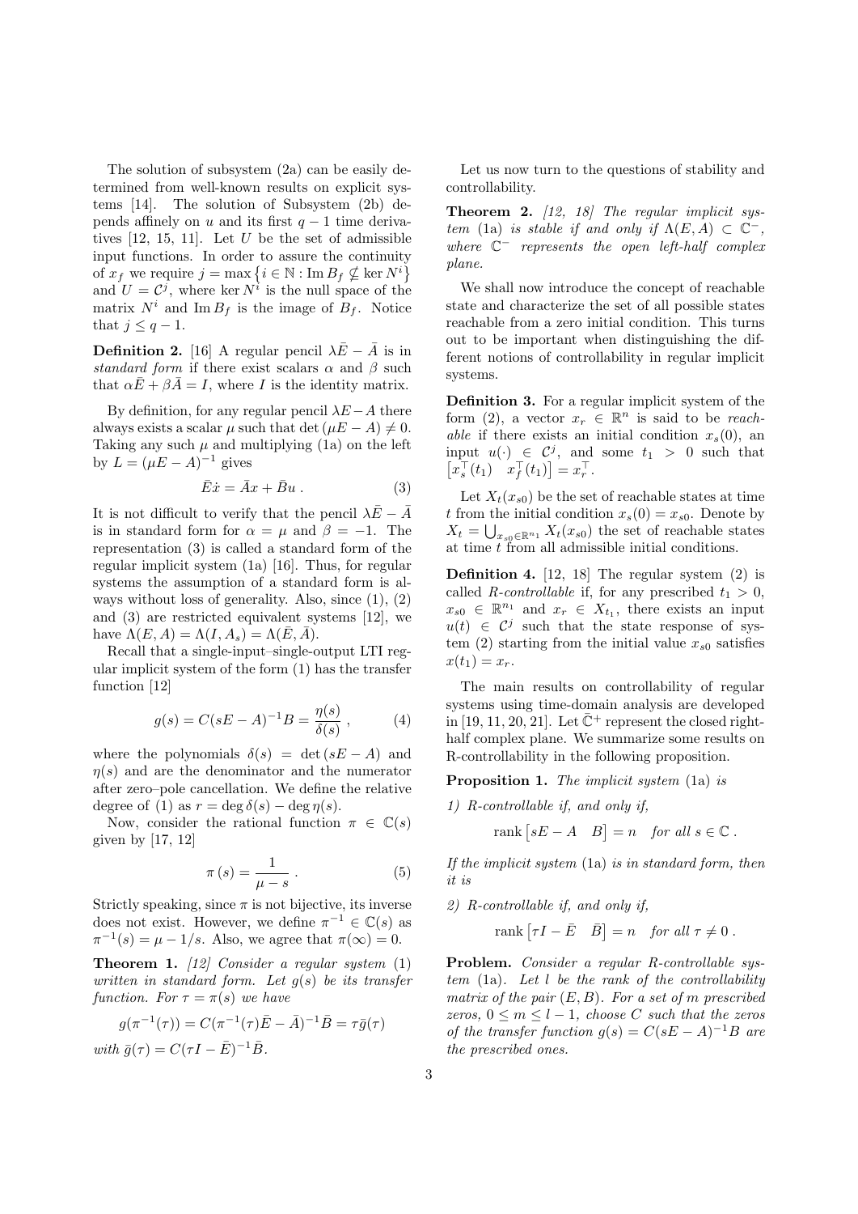The solution of subsystem (2a) can be easily determined from well-known results on explicit systems [14]. The solution of Subsystem (2b) depends affinely on $u$ and its first $q-1$ time derivatives [12, 15, 11]. Let $U$ be the set of admissible input functions. In order to assure the continuity of $x_f$ we require $j = \max\left\{i \in \mathbb{N} : \operatorname{Im} B_f \nsubseteq \ker N^i\right\}$ and $U = \mathcal{C}^j$, where $\ker N^i$ is the null space of the matrix $N^i$ and $\operatorname{Im} B_f$ is the image of $B_f$. Notice that $j \leq q-1$.

**Definition 2.** [16] A regular pencil $\lambda\bar{E} - \bar{A}$ is in *standard form* if there exist scalars $\alpha$ and $\beta$ such that $\alpha\bar{E} + \beta\bar{A} = I$, where $I$ is the identity matrix.

By definition, for any regular pencil $\lambda E - A$ there always exists a scalar $\mu$ such that $\det(\mu E - A) \neq 0$. Taking any such $\mu$ and multiplying (1a) on the left by $L = (\mu E - A)^{-1}$ gives

$$\bar{E}\dot{x} = \bar{A}x + \bar{B}u \,. \tag{3}$$

It is not difficult to verify that the pencil $\lambda\bar{E} - \bar{A}$ is in standard form for $\alpha = \mu$ and $\beta = -1$. The representation (3) is called a standard form of the regular implicit system (1a) [16]. Thus, for regular systems the assumption of a standard form is always without loss of generality. Also, since (1), (2) and (3) are restricted equivalent systems [12], we have $\Lambda(E, A) = \Lambda(I, A_s) = \Lambda(\bar{E}, \bar{A})$.

Recall that a single-input–single-output LTI regular implicit system of the form (1) has the transfer function [12]

$$g(s) = C(sE - A)^{-1}B = \frac{\eta(s)}{\delta(s)} \,, \tag{4}$$

where the polynomials $\delta(s) = \det(sE - A)$ and $\eta(s)$ and are the denominator and the numerator after zero–pole cancellation. We define the relative degree of (1) as $r = \deg\delta(s) - \deg\eta(s)$.

Now, consider the rational function $\pi \in \mathbb{C}(s)$ given by [17, 12]

$$\pi(s) = \frac{1}{\mu - s} \,. \tag{5}$$

Strictly speaking, since $\pi$ is not bijective, its inverse does not exist. However, we define $\pi^{-1} \in \mathbb{C}(s)$ as $\pi^{-1}(s) = \mu - 1/s$. Also, we agree that $\pi(\infty) = 0$.

**Theorem 1.** *[12] Consider a regular system* (1) *written in standard form. Let $g(s)$ be its transfer function. For $\tau = \pi(s)$ we have*

$$g(\pi^{-1}(\tau)) = C(\pi^{-1}(\tau)\bar{E} - \bar{A})^{-1}\bar{B} = \tau\bar{g}(\tau)$$

*with $\bar{g}(\tau) = C(\tau I - \bar{E})^{-1}\bar{B}$.*

Let us now turn to the questions of stability and controllability.

**Theorem 2.** *[12, 18] The regular implicit system* (1a) *is stable if and only if $\Lambda(E, A) \subset \mathbb{C}^-$, where $\mathbb{C}^-$ represents the open left-half complex plane.*

We shall now introduce the concept of reachable state and characterize the set of all possible states reachable from a zero initial condition. This turns out to be important when distinguishing the different notions of controllability in regular implicit systems.

**Definition 3.** For a regular implicit system of the form (2), a vector $x_r \in \mathbb{R}^n$ is said to be *reachable* if there exists an initial condition $x_s(0)$, an input $u(\cdot) \in \mathcal{C}^j$, and some $t_1 > 0$ such that $\begin{bmatrix} x_s^\top(t_1) & x_f^\top(t_1) \end{bmatrix} = x_r^\top$.

Let $X_t(x_{s0})$ be the set of reachable states at time $t$ from the initial condition $x_s(0) = x_{s0}$. Denote by $X_t = \bigcup_{x_{s0} \in \mathbb{R}^{n_1}} X_t(x_{s0})$ the set of reachable states at time $t$ from all admissible initial conditions.

**Definition 4.** [12, 18] The regular system (2) is called *R-controllable* if, for any prescribed $t_1 > 0$, $x_{s0} \in \mathbb{R}^{n_1}$ and $x_r \in X_{t_1}$, there exists an input $u(t) \in \mathcal{C}^j$ such that the state response of system (2) starting from the initial value $x_{s0}$ satisfies $x(t_1) = x_r$.

The main results on controllability of regular systems using time-domain analysis are developed in [19, 11, 20, 21]. Let $\bar{\mathbb{C}}^+$ represent the closed right-half complex plane. We summarize some results on R-controllability in the following proposition.

**Proposition 1.** *The implicit system* (1a) *is*

*1) R-controllable if, and only if,*

$$\operatorname{rank}\begin{bmatrix} sE - A & B \end{bmatrix} = n \quad \textit{for all } s \in \mathbb{C} \,.$$

*If the implicit system* (1a) *is in standard form, then it is*

*2) R-controllable if, and only if,*

$$\operatorname{rank}\begin{bmatrix} \tau I - \bar{E} & \bar{B} \end{bmatrix} = n \quad \textit{for all } \tau \neq 0 \,.$$

**Problem.** *Consider a regular R-controllable system* (1a)*. Let $l$ be the rank of the controllability matrix of the pair $(E, B)$. For a set of $m$ prescribed zeros, $0 \leq m \leq l-1$, choose $C$ such that the zeros of the transfer function $g(s) = C(sE - A)^{-1}B$ are the prescribed ones.*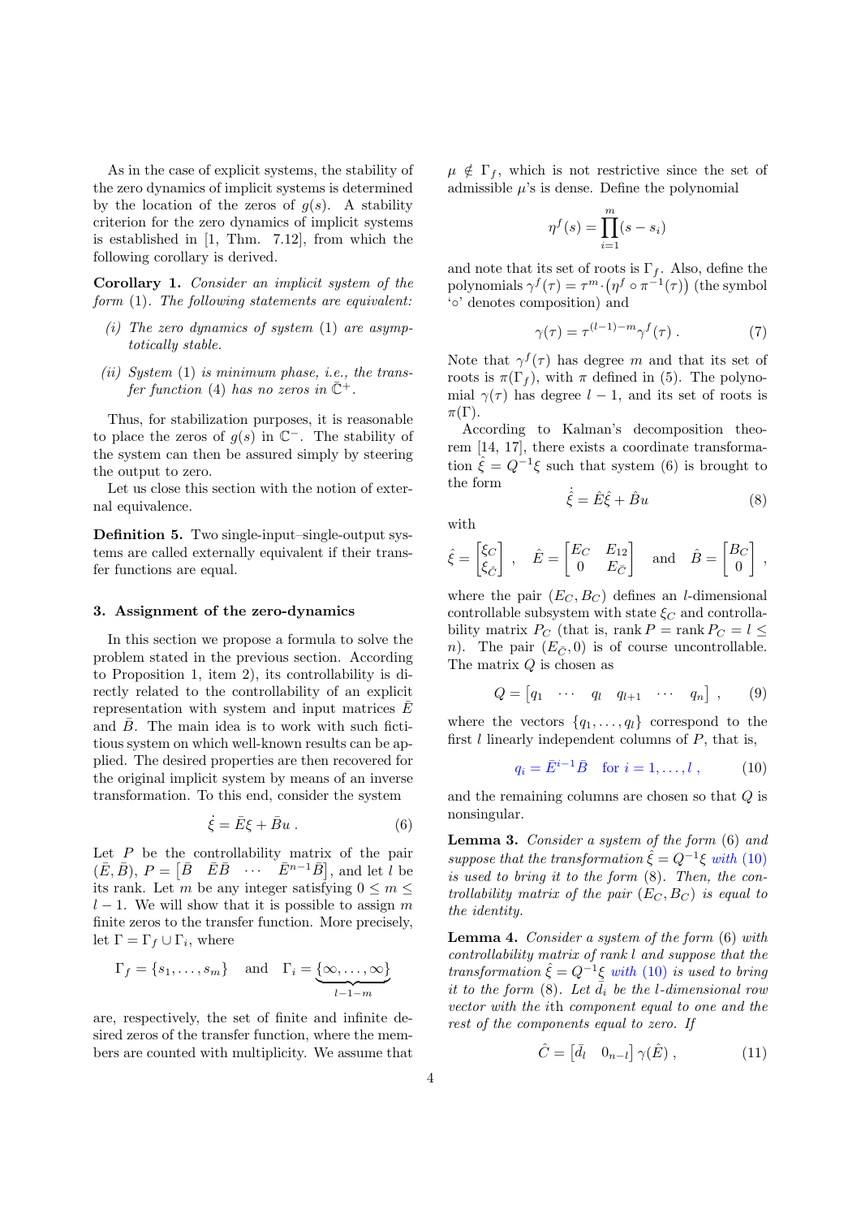As in the case of explicit systems, the stability of the zero dynamics of implicit systems is determined by the location of the zeros of $g(s)$. A stability criterion for the zero dynamics of implicit systems is established in [1, Thm. 7.12], from which the following corollary is derived.

**Corollary 1.** *Consider an implicit system of the form* (1)*. The following statements are equivalent:*

*(i) The zero dynamics of system* (1) *are asymptotically stable.*

*(ii) System* (1) *is minimum phase, i.e., the transfer function* (4) *has no zeros in* $\bar{\mathbb{C}}^+$*.*

Thus, for stabilization purposes, it is reasonable to place the zeros of $g(s)$ in $\mathbb{C}^-$. The stability of the system can then be assured simply by steering the output to zero.

Let us close this section with the notion of external equivalence.

**Definition 5.** Two single-input–single-output systems are called externally equivalent if their transfer functions are equal.

## 3. Assignment of the zero-dynamics

In this section we propose a formula to solve the problem stated in the previous section. According to Proposition 1, item 2), its controllability is directly related to the controllability of an explicit representation with system and input matrices $\bar{E}$ and $\bar{B}$. The main idea is to work with such fictitious system on which well-known results can be applied. The desired properties are then recovered for the original implicit system by means of an inverse transformation. To this end, consider the system

$$\dot{\xi} = \bar{E}\xi + \bar{B}u \,. \tag{6}$$

Let $P$ be the controllability matrix of the pair $(\bar{E}, \bar{B})$, $P = \begin{bmatrix}\bar{B} & \bar{E}\bar{B} & \cdots & \bar{E}^{n-1}\bar{B}\end{bmatrix}$, and let $l$ be its rank. Let $m$ be any integer satisfying $0 \le m \le l-1$. We will show that it is possible to assign $m$ finite zeros to the transfer function. More precisely, let $\Gamma = \Gamma_f \cup \Gamma_i$, where

$$\Gamma_f = \{s_1, \ldots, s_m\} \quad \text{and} \quad \Gamma_i = \underbrace{\{\infty, \ldots, \infty\}}_{l-1-m}$$

are, respectively, the set of finite and infinite desired zeros of the transfer function, where the members are counted with multiplicity. We assume that $\mu \notin \Gamma_f$, which is not restrictive since the set of admissible $\mu$'s is dense. Define the polynomial

$$\eta^f(s) = \prod_{i=1}^{m}(s - s_i)$$

and note that its set of roots is $\Gamma_f$. Also, define the polynomials $\gamma^f(\tau) = \tau^m \cdot \big(\eta^f \circ \pi^{-1}(\tau)\big)$ (the symbol '$\circ$' denotes composition) and

$$\gamma(\tau) = \tau^{(l-1)-m}\gamma^f(\tau) \,. \tag{7}$$

Note that $\gamma^f(\tau)$ has degree $m$ and that its set of roots is $\pi(\Gamma_f)$, with $\pi$ defined in (5). The polynomial $\gamma(\tau)$ has degree $l-1$, and its set of roots is $\pi(\Gamma)$.

According to Kalman's decomposition theorem [14, 17], there exists a coordinate transformation $\hat{\xi} = Q^{-1}\xi$ such that system (6) is brought to the form

$$\dot{\hat{\xi}} = \hat{E}\hat{\xi} + \hat{B}u \tag{8}$$

with

$$\hat{\xi} = \begin{bmatrix}\xi_C \\ \xi_{\bar{C}}\end{bmatrix}, \quad \hat{E} = \begin{bmatrix}E_C & E_{12} \\ 0 & E_{\bar{C}}\end{bmatrix} \quad \text{and} \quad \hat{B} = \begin{bmatrix}B_C \\ 0\end{bmatrix},$$

where the pair $(E_C, B_C)$ defines an $l$-dimensional controllable subsystem with state $\xi_C$ and controllability matrix $P_C$ (that is, $\operatorname{rank} P = \operatorname{rank} P_C = l \le n$). The pair $(E_{\bar{C}}, 0)$ is of course uncontrollable. The matrix $Q$ is chosen as

$$Q = \begin{bmatrix}q_1 & \cdots & q_l & q_{l+1} & \cdots & q_n\end{bmatrix}, \tag{9}$$

where the vectors $\{q_1, \ldots, q_l\}$ correspond to the first $l$ linearly independent columns of $P$, that is,

$$q_i = \bar{E}^{i-1}\bar{B} \quad \text{for } i = 1, \ldots, l \,, \tag{10}$$

and the remaining columns are chosen so that $Q$ is nonsingular.

**Lemma 3.** *Consider a system of the form* (6) *and suppose that the transformation* $\hat{\xi} = Q^{-1}\xi$ *with* (10) *is used to bring it to the form* (8)*. Then, the controllability matrix of the pair* $(E_C, B_C)$ *is equal to the identity.*

**Lemma 4.** *Consider a system of the form* (6) *with controllability matrix of rank* $l$ *and suppose that the transformation* $\hat{\xi} = Q^{-1}\xi$ *with* (10) *is used to bring it to the form* (8)*. Let* $\bar{d}_i$ *be the* $l$*-dimensional row vector with the* $i$*th component equal to one and the rest of the components equal to zero. If*

$$\hat{C} = \begin{bmatrix}\bar{d}_l & 0_{n-l}\end{bmatrix}\gamma(\hat{E}) \,, \tag{11}$$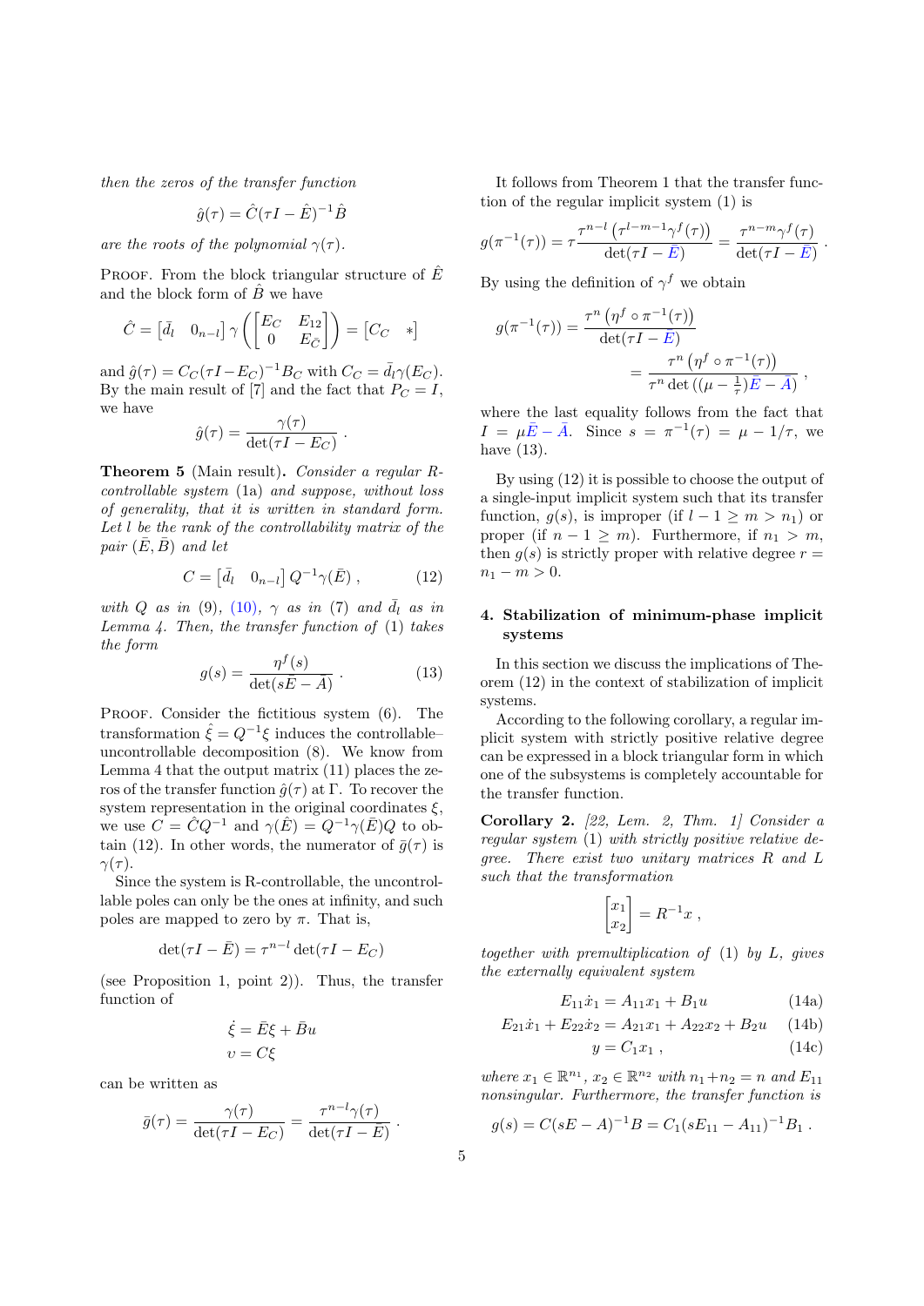*then the zeros of the transfer function*

$$\hat{g}(\tau) = \hat{C}(\tau I - \hat{E})^{-1}\hat{B}$$

*are the roots of the polynomial* $\gamma(\tau)$.

Proof. From the block triangular structure of $\hat{E}$ and the block form of $\hat{B}$ we have

$$\hat{C} = \begin{bmatrix}\bar{d}_l & 0_{n-l}\end{bmatrix} \gamma\left(\begin{bmatrix} E_C & E_{12} \\ 0 & E_{\bar{C}}\end{bmatrix}\right) = \begin{bmatrix} C_C & * \end{bmatrix}$$

and $\hat{g}(\tau) = C_C(\tau I - E_C)^{-1}B_C$ with $C_C = \bar{d}_l\gamma(E_C)$. By the main result of [7] and the fact that $P_C = I$, we have

$$\hat{g}(\tau) = \frac{\gamma(\tau)}{\det(\tau I - E_C)} .$$

**Theorem 5** (Main result). *Consider a regular R-controllable system* (1a) *and suppose, without loss of generality, that it is written in standard form. Let* $l$ *be the rank of the controllability matrix of the pair* $(\bar{E}, \bar{B})$ *and let*

$$C = \begin{bmatrix}\bar{d}_l & 0_{n-l}\end{bmatrix} Q^{-1}\gamma(\bar{E}) , \tag{12}$$

*with* $Q$ *as in* (9), (10), $\gamma$ *as in* (7) *and* $\bar{d}_l$ *as in Lemma 4. Then, the transfer function of* (1) *takes the form*

$$g(s) = \frac{\eta^f(s)}{\det(s\bar{E} - \bar{A})} . \tag{13}$$

Proof. Consider the fictitious system (6). The transformation $\hat{\xi} = Q^{-1}\xi$ induces the controllable–uncontrollable decomposition (8). We know from Lemma 4 that the output matrix (11) places the zeros of the transfer function $\hat{g}(\tau)$ at $\Gamma$. To recover the system representation in the original coordinates $\xi$, we use $C = \hat{C}Q^{-1}$ and $\gamma(\hat{E}) = Q^{-1}\gamma(\bar{E})Q$ to obtain (12). In other words, the numerator of $\bar{g}(\tau)$ is $\gamma(\tau)$.

Since the system is R-controllable, the uncontrollable poles can only be the ones at infinity, and such poles are mapped to zero by $\pi$. That is,

$$\det(\tau I - \bar{E}) = \tau^{n-l}\det(\tau I - E_C)$$

(see Proposition 1, point 2)). Thus, the transfer function of

$$\dot{\xi} = \bar{E}\xi + \bar{B}u$$
$$\upsilon = C\xi$$

can be written as

$$\bar{g}(\tau) = \frac{\gamma(\tau)}{\det(\tau I - E_C)} = \frac{\tau^{n-l}\gamma(\tau)}{\det(\tau I - \bar{E})} .$$

It follows from Theorem 1 that the transfer function of the regular implicit system (1) is

$$g(\pi^{-1}(\tau)) = \tau\frac{\tau^{n-l}\left(\tau^{l-m-1}\gamma^f(\tau)\right)}{\det(\tau I - \bar{E})} = \frac{\tau^{n-m}\gamma^f(\tau)}{\det(\tau I - \bar{E})} .$$

By using the definition of $\gamma^f$ we obtain

$$g(\pi^{-1}(\tau)) = \frac{\tau^n\left(\eta^f \circ \pi^{-1}(\tau)\right)}{\det(\tau I - \bar{E})} = \frac{\tau^n\left(\eta^f \circ \pi^{-1}(\tau)\right)}{\tau^n \det\left((\mu - \frac{1}{\tau})\bar{E} - \bar{A}\right)} ,$$

where the last equality follows from the fact that $I = \mu\bar{E} - \bar{A}$. Since $s = \pi^{-1}(\tau) = \mu - 1/\tau$, we have (13).

By using (12) it is possible to choose the output of a single-input implicit system such that its transfer function, $g(s)$, is improper (if $l - 1 \geq m > n_1$) or proper (if $n - 1 \geq m$). Furthermore, if $n_1 > m$, then $g(s)$ is strictly proper with relative degree $r = n_1 - m > 0$.

## 4. Stabilization of minimum-phase implicit systems

In this section we discuss the implications of Theorem (12) in the context of stabilization of implicit systems.

According to the following corollary, a regular implicit system with strictly positive relative degree can be expressed in a block triangular form in which one of the subsystems is completely accountable for the transfer function.

**Corollary 2.** *[22, Lem. 2, Thm. 1] Consider a regular system* (1) *with strictly positive relative degree. There exist two unitary matrices* $R$ *and* $L$ *such that the transformation*

$$\begin{bmatrix} x_1 \\ x_2 \end{bmatrix} = R^{-1}x ,$$

*together with premultiplication of* (1) *by* $L$*, gives the externally equivalent system*

$$E_{11}\dot{x}_1 = A_{11}x_1 + B_1u \tag{14a}$$

$$E_{21}\dot{x}_1 + E_{22}\dot{x}_2 = A_{21}x_1 + A_{22}x_2 + B_2u \tag{14b}$$

$$y = C_1x_1 , \tag{14c}$$

*where* $x_1 \in \mathbb{R}^{n_1}$, $x_2 \in \mathbb{R}^{n_2}$ *with* $n_1 + n_2 = n$ *and* $E_{11}$ *nonsingular. Furthermore, the transfer function is*

$$g(s) = C(sE - A)^{-1}B = C_1(sE_{11} - A_{11})^{-1}B_1 .$$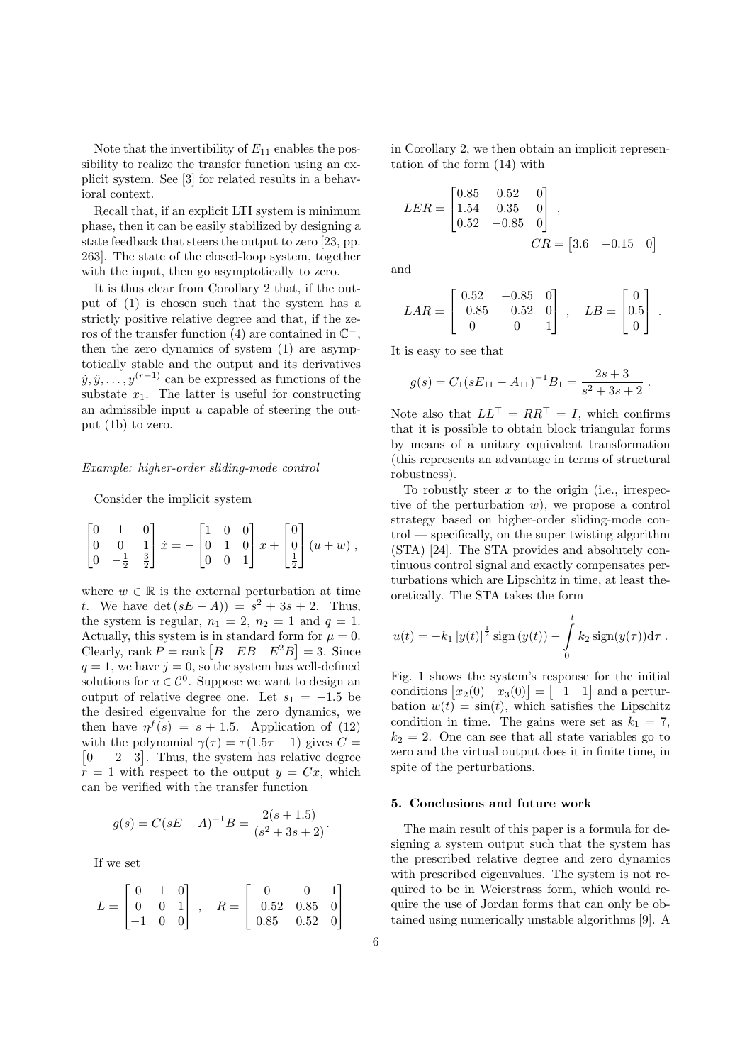Note that the invertibility of $E_{11}$ enables the possibility to realize the transfer function using an explicit system. See [3] for related results in a behavioral context.

Recall that, if an explicit LTI system is minimum phase, then it can be easily stabilized by designing a state feedback that steers the output to zero [23, pp. 263]. The state of the closed-loop system, together with the input, then go asymptotically to zero.

It is thus clear from Corollary 2 that, if the output of (1) is chosen such that the system has a strictly positive relative degree and that, if the zeros of the transfer function (4) are contained in $\mathbb{C}^-$, then the zero dynamics of system (1) are asymptotically stable and the output and its derivatives $\dot{y}, \ddot{y}, \ldots, y^{(r-1)}$ can be expressed as functions of the substate $x_1$. The latter is useful for constructing an admissible input $u$ capable of steering the output (1b) to zero.

*Example: higher-order sliding-mode control*

Consider the implicit system

$$\begin{bmatrix} 0 & 1 & 0 \\ 0 & 0 & 1 \\ 0 & -\frac{1}{2} & \frac{3}{2} \end{bmatrix} \dot{x} = -\begin{bmatrix} 1 & 0 & 0 \\ 0 & 1 & 0 \\ 0 & 0 & 1 \end{bmatrix} x + \begin{bmatrix} 0 \\ 0 \\ \frac{1}{2} \end{bmatrix} (u + w) \,,$$

where $w \in \mathbb{R}$ is the external perturbation at time $t$. We have $\det(sE - A)) = s^2 + 3s + 2$. Thus, the system is regular, $n_1 = 2$, $n_2 = 1$ and $q = 1$. Actually, this system is in standard form for $\mu = 0$. Clearly, $\operatorname{rank} P = \operatorname{rank} \begin{bmatrix} B & EB & E^2B \end{bmatrix} = 3$. Since $q = 1$, we have $j = 0$, so the system has well-defined solutions for $u \in \mathcal{C}^0$. Suppose we want to design an output of relative degree one. Let $s_1 = -1.5$ be the desired eigenvalue for the zero dynamics, we then have $\eta^f(s) = s + 1.5$. Application of (12) with the polynomial $\gamma(\tau) = \tau(1.5\tau - 1)$ gives $C = \begin{bmatrix} 0 & -2 & 3 \end{bmatrix}$. Thus, the system has relative degree $r = 1$ with respect to the output $y = Cx$, which can be verified with the transfer function

$$g(s) = C(sE - A)^{-1}B = \frac{2(s + 1.5)}{(s^2 + 3s + 2)}.$$

If we set

$$L = \begin{bmatrix} 0 & 1 & 0 \\ 0 & 0 & 1 \\ -1 & 0 & 0 \end{bmatrix} \,, \quad R = \begin{bmatrix} 0 & 0 & 1 \\ -0.52 & 0.85 & 0 \\ 0.85 & 0.52 & 0 \end{bmatrix}$$

in Corollary 2, we then obtain an implicit representation of the form (14) with

$$LER = \begin{bmatrix} 0.85 & 0.52 & 0 \\ 1.54 & 0.35 & 0 \\ 0.52 & -0.85 & 0 \end{bmatrix} \,, \quad CR = \begin{bmatrix} 3.6 & -0.15 & 0 \end{bmatrix}$$

and

$$LAR = \begin{bmatrix} 0.52 & -0.85 & 0 \\ -0.85 & -0.52 & 0 \\ 0 & 0 & 1 \end{bmatrix} \,, \quad LB = \begin{bmatrix} 0 \\ 0.5 \\ 0 \end{bmatrix} .$$

It is easy to see that

$$g(s) = C_1(sE_{11} - A_{11})^{-1}B_1 = \frac{2s + 3}{s^2 + 3s + 2} .$$

Note also that $LL^\top = RR^\top = I$, which confirms that it is possible to obtain block triangular forms by means of a unitary equivalent transformation (this represents an advantage in terms of structural robustness).

To robustly steer $x$ to the origin (i.e., irrespective of the perturbation $w$), we propose a control strategy based on higher-order sliding-mode control — specifically, on the super twisting algorithm (STA) [24]. The STA provides and absolutely continuous control signal and exactly compensates perturbations which are Lipschitz in time, at least theoretically. The STA takes the form

$$u(t) = -k_1 \, |y(t)|^{\frac{1}{2}} \operatorname{sign}(y(t)) - \int_0^t k_2 \operatorname{sign}(y(\tau)) \mathrm{d}\tau \,.$$

Fig. 1 shows the system's response for the initial conditions $\begin{bmatrix} x_2(0) & x_3(0) \end{bmatrix} = \begin{bmatrix} -1 & 1 \end{bmatrix}$ and a perturbation $w(t) = \sin(t)$, which satisfies the Lipschitz condition in time. The gains were set as $k_1 = 7$, $k_2 = 2$. One can see that all state variables go to zero and the virtual output does it in finite time, in spite of the perturbations.

## 5. Conclusions and future work

The main result of this paper is a formula for designing a system output such that the system has the prescribed relative degree and zero dynamics with prescribed eigenvalues. The system is not required to be in Weierstrass form, which would require the use of Jordan forms that can only be obtained using numerically unstable algorithms [9]. A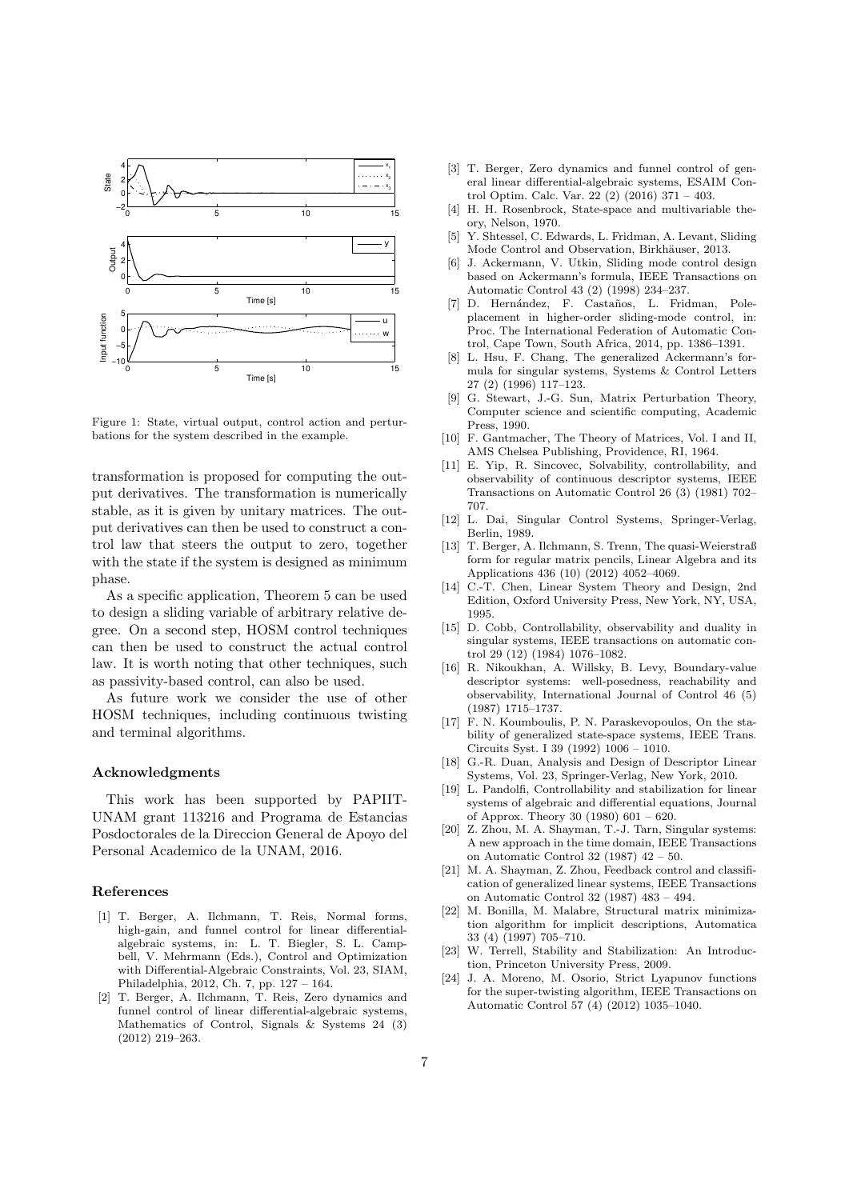State
4
2
0
−2
0 5 10 15
$x_1$
$x_2$
$x_3$

Output
4
2
0
0 5 10 15
Time [s]
y

Input function
5
0
−5
−10
0 5 10 15
Time [s]
u
w

Figure 1: State, virtual output, control action and perturbations for the system described in the example.

transformation is proposed for computing the output derivatives. The transformation is numerically stable, as it is given by unitary matrices. The output derivatives can then be used to construct a control law that steers the output to zero, together with the state if the system is designed as minimum phase.

As a specific application, Theorem 5 can be used to design a sliding variable of arbitrary relative degree. On a second step, HOSM control techniques can then be used to construct the actual control law. It is worth noting that other techniques, such as passivity-based control, can also be used.

As future work we consider the use of other HOSM techniques, including continuous twisting and terminal algorithms.

### Acknowledgments

This work has been supported by PAPIIT-UNAM grant 113216 and Programa de Estancias Posdoctorales de la Direccion General de Apoyo del Personal Academico de la UNAM, 2016.

### References

[1] T. Berger, A. Ilchmann, T. Reis, Normal forms, high-gain, and funnel control for linear differential-algebraic systems, in: L. T. Biegler, S. L. Campbell, V. Mehrmann (Eds.), Control and Optimization with Differential-Algebraic Constraints, Vol. 23, SIAM, Philadelphia, 2012, Ch. 7, pp. 127 – 164.

[2] T. Berger, A. Ilchmann, T. Reis, Zero dynamics and funnel control of linear differential-algebraic systems, Mathematics of Control, Signals & Systems 24 (3) (2012) 219–263.

[3] T. Berger, Zero dynamics and funnel control of general linear differential-algebraic systems, ESAIM Control Optim. Calc. Var. 22 (2) (2016) 371 – 403.

[4] H. H. Rosenbrock, State-space and multivariable theory, Nelson, 1970.

[5] Y. Shtessel, C. Edwards, L. Fridman, A. Levant, Sliding Mode Control and Observation, Birkhäuser, 2013.

[6] J. Ackermann, V. Utkin, Sliding mode control design based on Ackermann's formula, IEEE Transactions on Automatic Control 43 (2) (1998) 234–237.

[7] D. Hernández, F. Castaños, L. Fridman, Pole-placement in higher-order sliding-mode control, in: Proc. The International Federation of Automatic Control, Cape Town, South Africa, 2014, pp. 1386–1391.

[8] L. Hsu, F. Chang, The generalized Ackermann's formula for singular systems, Systems & Control Letters 27 (2) (1996) 117–123.

[9] G. Stewart, J.-G. Sun, Matrix Perturbation Theory, Computer science and scientific computing, Academic Press, 1990.

[10] F. Gantmacher, The Theory of Matrices, Vol. I and II, AMS Chelsea Publishing, Providence, RI, 1964.

[11] E. Yip, R. Sincovec, Solvability, controllability, and observability of continuous descriptor systems, IEEE Transactions on Automatic Control 26 (3) (1981) 702–707.

[12] L. Dai, Singular Control Systems, Springer-Verlag, Berlin, 1989.

[13] T. Berger, A. Ilchmann, S. Trenn, The quasi-Weierstraß form for regular matrix pencils, Linear Algebra and its Applications 436 (10) (2012) 4052–4069.

[14] C.-T. Chen, Linear System Theory and Design, 2nd Edition, Oxford University Press, New York, NY, USA, 1995.

[15] D. Cobb, Controllability, observability and duality in singular systems, IEEE transactions on automatic control 29 (12) (1984) 1076–1082.

[16] R. Nikoukhan, A. Willsky, B. Levy, Boundary-value descriptor systems: well-posedness, reachability and observability, International Journal of Control 46 (5) (1987) 1715–1737.

[17] F. N. Koumboulis, P. N. Paraskevopoulos, On the stability of generalized state-space systems, IEEE Trans. Circuits Syst. I 39 (1992) 1006 – 1010.

[18] G.-R. Duan, Analysis and Design of Descriptor Linear Systems, Vol. 23, Springer-Verlag, New York, 2010.

[19] L. Pandolfi, Controllability and stabilization for linear systems of algebraic and differential equations, Journal of Approx. Theory 30 (1980) 601 – 620.

[20] Z. Zhou, M. A. Shayman, T.-J. Tarn, Singular systems: A new approach in the time domain, IEEE Transactions on Automatic Control 32 (1987) 42 – 50.

[21] M. A. Shayman, Z. Zhou, Feedback control and classification of generalized linear systems, IEEE Transactions on Automatic Control 32 (1987) 483 – 494.

[22] M. Bonilla, M. Malabre, Structural matrix minimization algorithm for implicit descriptions, Automatica 33 (4) (1997) 705–710.

[23] W. Terrell, Stability and Stabilization: An Introduction, Princeton University Press, 2009.

[24] J. A. Moreno, M. Osorio, Strict Lyapunov functions for the super-twisting algorithm, IEEE Transactions on Automatic Control 57 (4) (2012) 1035–1040.